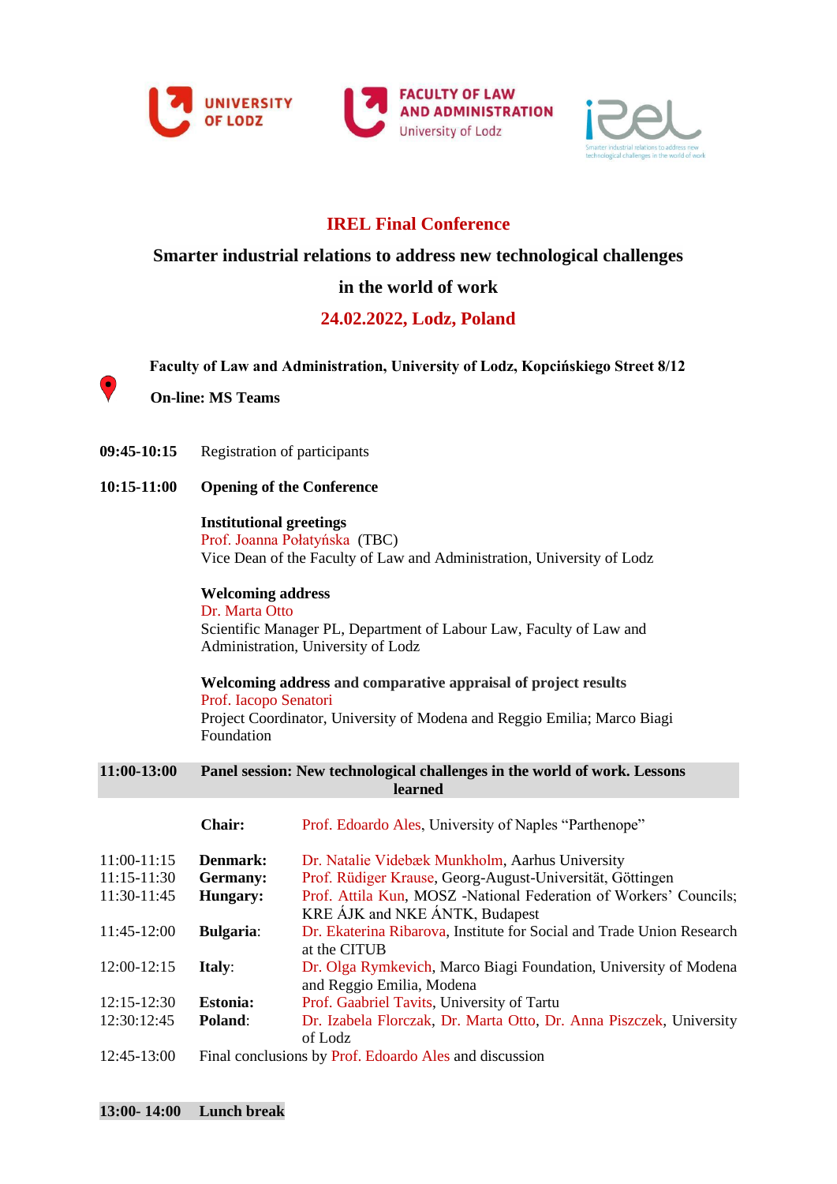UNIVERSITY OF LODZ

FACULTY OF LAW AND ADMINISTRATION University of Lodz

iREL Smarter industrial relations to address new technological challenges in the world of work

# IREL Final Conference

## Smarter industrial relations to address new technological challenges in the world of work

## 24.02.2022, Lodz, Poland

**Faculty of Law and Administration, University of Lodz, Kopcińskiego Street 8/12**

**On-line: MS Teams**

**09:45-10:15** Registration of participants

**10:15-11:00** **Opening of the Conference**

**Institutional greetings**
Prof. Joanna Połatyńska (TBC)
Vice Dean of the Faculty of Law and Administration, University of Lodz

**Welcoming address**
Dr. Marta Otto
Scientific Manager PL, Department of Labour Law, Faculty of Law and Administration, University of Lodz

**Welcoming address and comparative appraisal of project results**
Prof. Iacopo Senatori
Project Coordinator, University of Modena and Reggio Emilia; Marco Biagi Foundation

**11:00-13:00** **Panel session: New technological challenges in the world of work. Lessons learned**

| | | |
|---|---|---|
| | **Chair:** | Prof. Edoardo Ales, University of Naples "Parthenope" |
| 11:00-11:15 | **Denmark:** | Dr. Natalie Videbæk Munkholm, Aarhus University |
| 11:15-11:30 | **Germany:** | Prof. Rüdiger Krause, Georg-August-Universität, Göttingen |
| 11:30-11:45 | **Hungary:** | Prof. Attila Kun, MOSZ -National Federation of Workers' Councils; KRE ÁJK and NKE ÁNTK, Budapest |
| 11:45-12:00 | **Bulgaria**: | Dr. Ekaterina Ribarova, Institute for Social and Trade Union Research at the CITUB |
| 12:00-12:15 | **Italy**: | Dr. Olga Rymkevich, Marco Biagi Foundation, University of Modena and Reggio Emilia, Modena |
| 12:15-12:30 | **Estonia:** | Prof. Gaabriel Tavits, University of Tartu |
| 12:30:12:45 | **Poland**: | Dr. Izabela Florczak, Dr. Marta Otto, Dr. Anna Piszczek, University of Lodz |
| 12:45-13:00 | Final conclusions by Prof. Edoardo Ales and discussion | |

**13:00- 14:00** **Lunch break**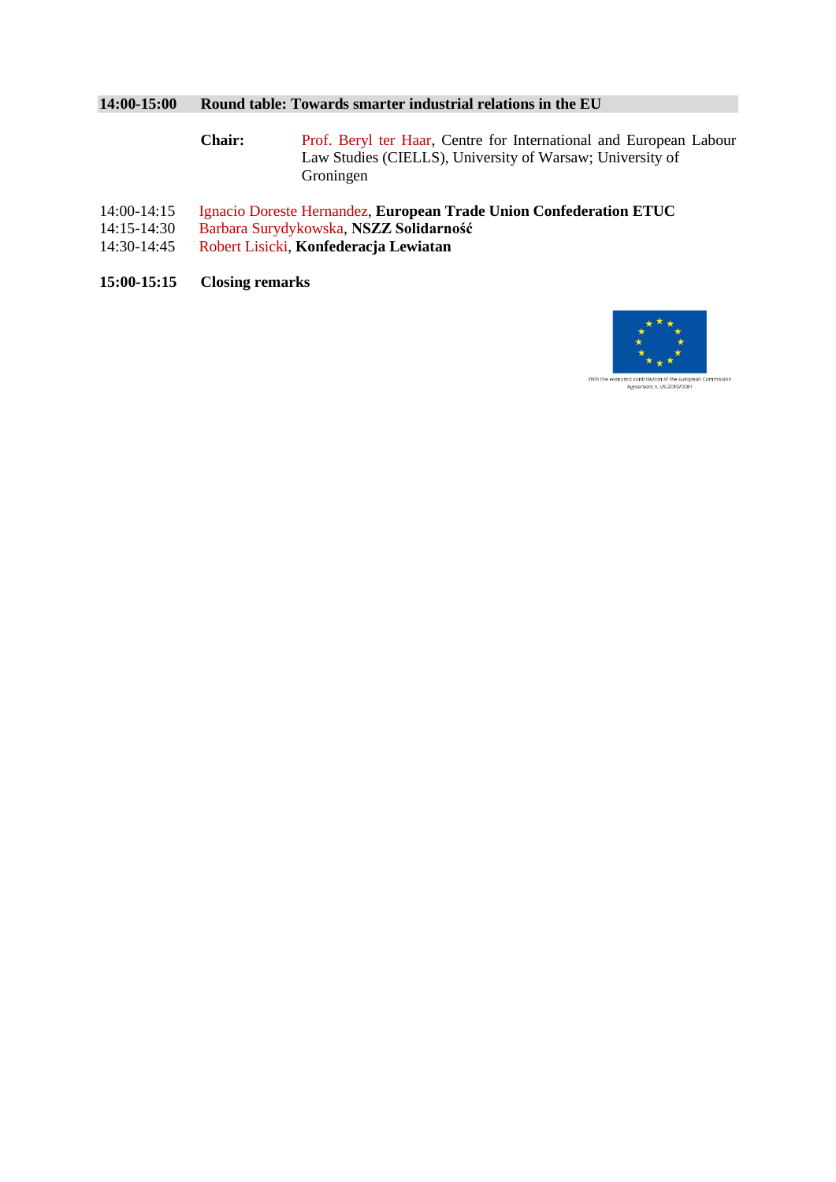**14:00-15:00 Round table: Towards smarter industrial relations in the EU**

**Chair:** Prof. Beryl ter Haar, Centre for International and European Labour Law Studies (CIELLS), University of Warsaw; University of Groningen

14:00-14:15 Ignacio Doreste Hernandez, **European Trade Union Confederation ETUC**
14:15-14:30 Barbara Surydykowska, **NSZZ Solidarność**
14:30-14:45 Robert Lisicki, **Konfederacja Lewiatan**

**15:00-15:15 Closing remarks**

With the economic contribution of the European Commission
Agreement n. VS/2019/0081